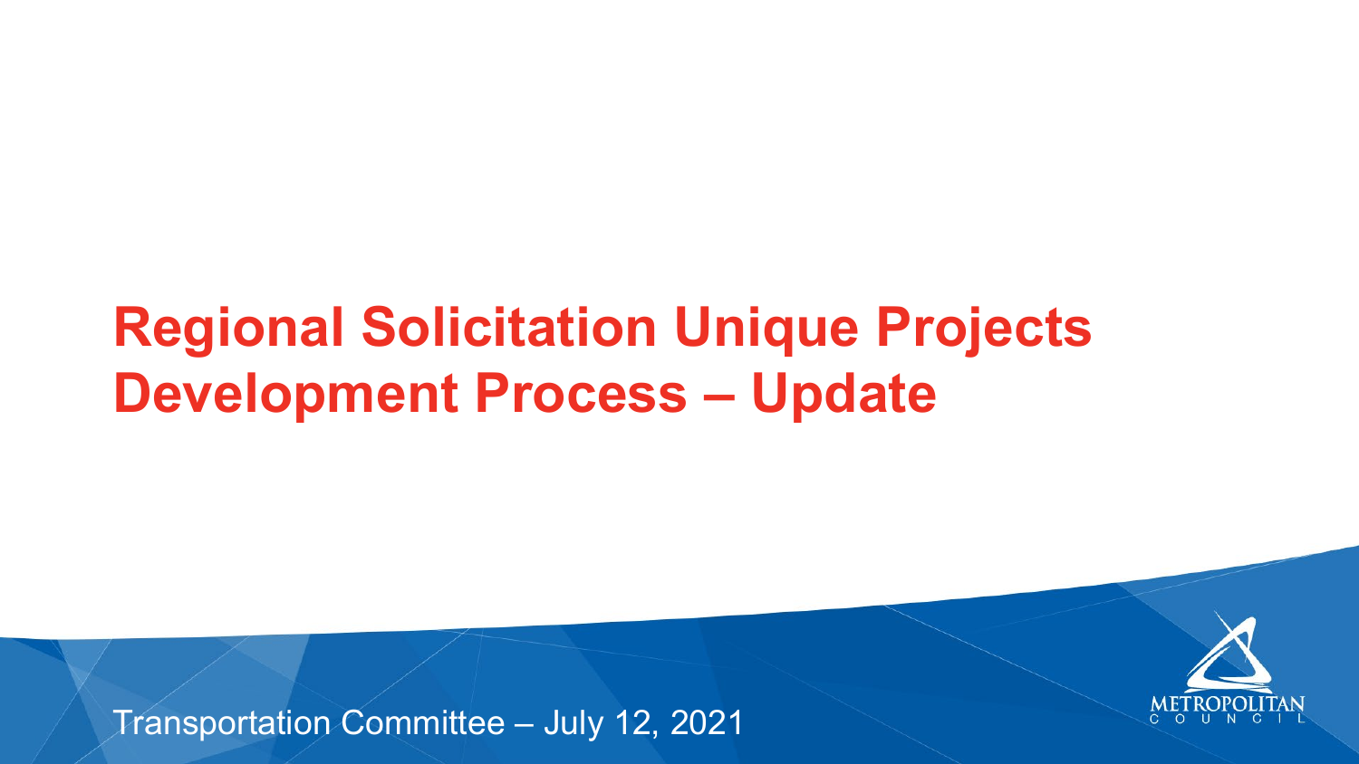# Regional Solicitation Unique Projects Development Process – Update

Transportation Committee – July 12, 2021

METROPOLITAN COUNCIL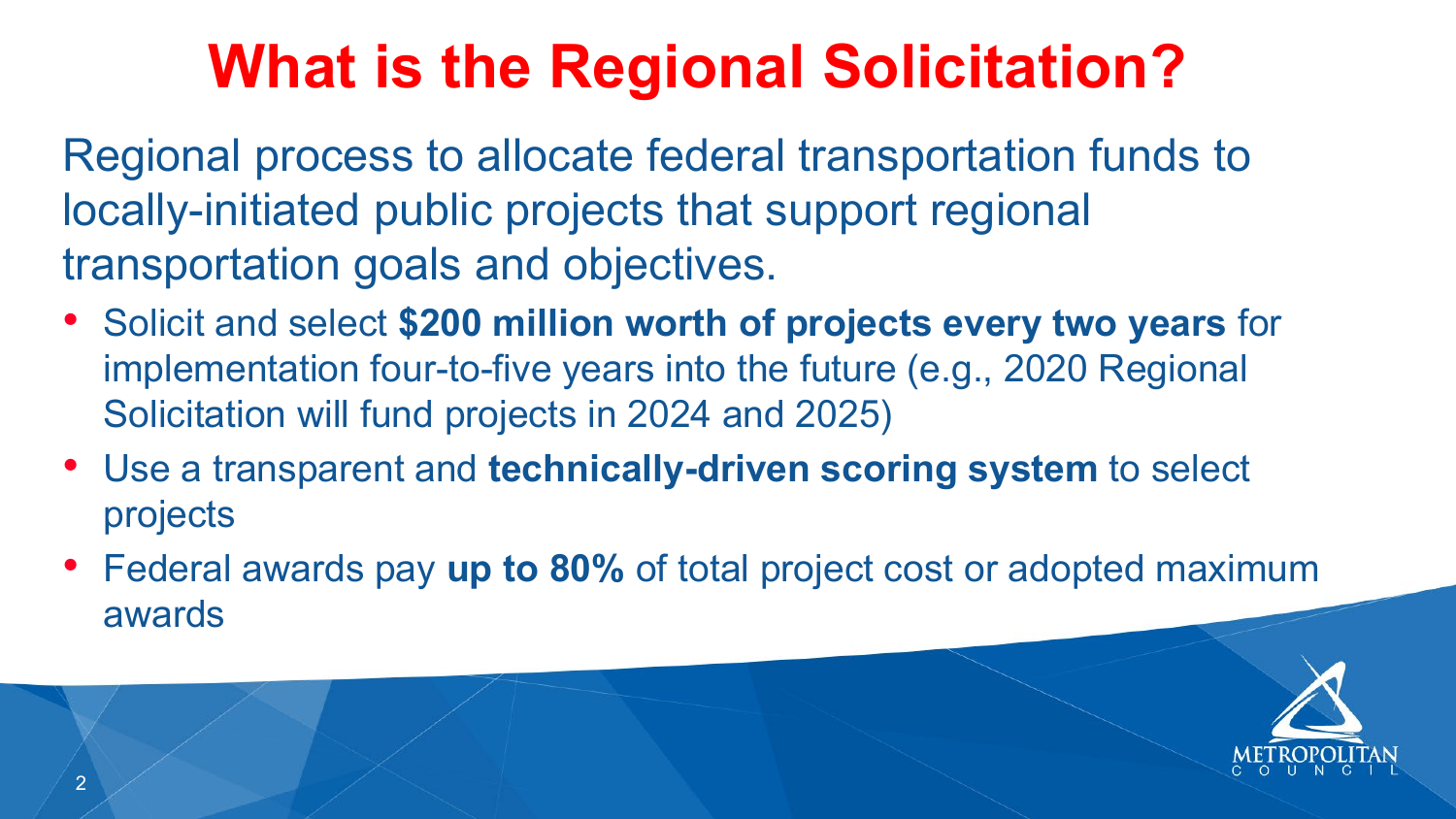# What is the Regional Solicitation?

Regional process to allocate federal transportation funds to locally-initiated public projects that support regional transportation goals and objectives.

- Solicit and select **$200 million worth of projects every two years** for implementation four-to-five years into the future (e.g., 2020 Regional Solicitation will fund projects in 2024 and 2025)
- Use a transparent and **technically-driven scoring system** to select projects
- Federal awards pay **up to 80%** of total project cost or adopted maximum awards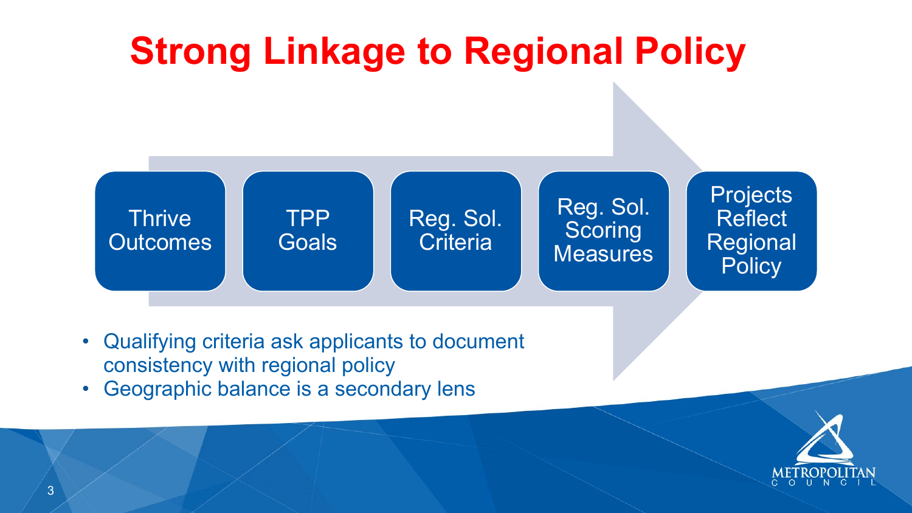# Strong Linkage to Regional Policy

Thrive Outcomes → TPP Goals → Reg. Sol. Criteria → Reg. Sol. Scoring Measures → Projects Reflect Regional Policy

- Qualifying criteria ask applicants to document consistency with regional policy
- Geographic balance is a secondary lens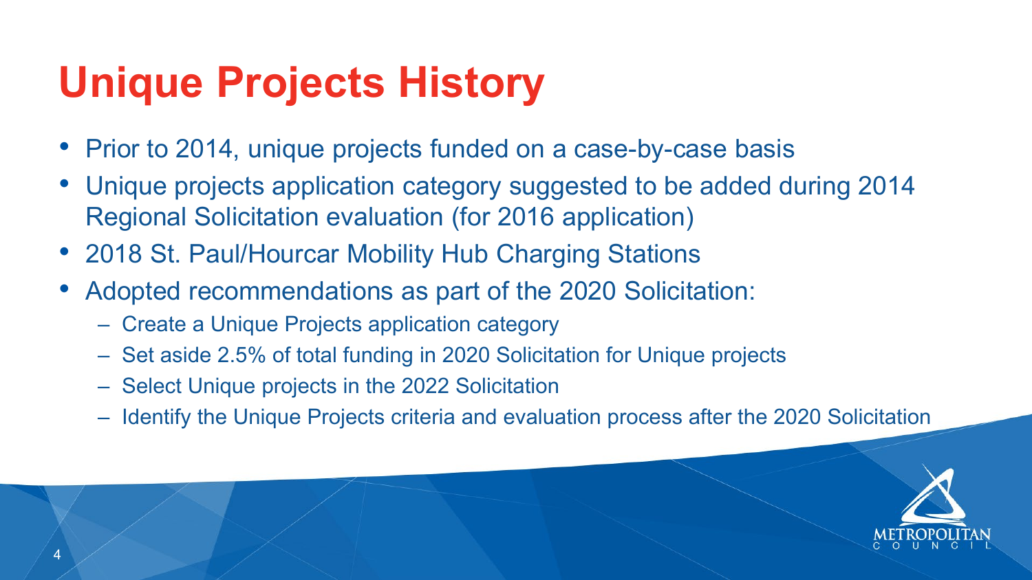# Unique Projects History

- Prior to 2014, unique projects funded on a case-by-case basis
- Unique projects application category suggested to be added during 2014 Regional Solicitation evaluation (for 2016 application)
- 2018 St. Paul/Hourcar Mobility Hub Charging Stations
- Adopted recommendations as part of the 2020 Solicitation:
  - Create a Unique Projects application category
  - Set aside 2.5% of total funding in 2020 Solicitation for Unique projects
  - Select Unique projects in the 2022 Solicitation
  - Identify the Unique Projects criteria and evaluation process after the 2020 Solicitation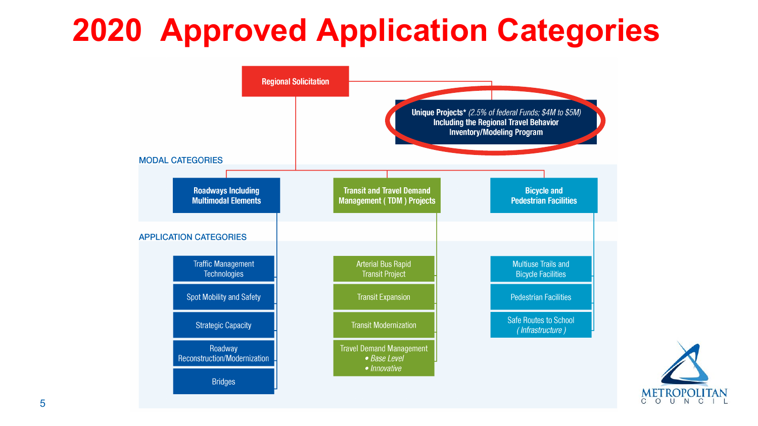# 2020 Approved Application Categories

**Regional Solicitation**

**Unique Projects*** *(2.5% of federal Funds; $4M to $5M)* **Including the Regional Travel Behavior Inventory/Modeling Program**

## MODAL CATEGORIES

- **Roadways Including Multimodal Elements**
- **Transit and Travel Demand Management ( TDM ) Projects**
- **Bicycle and Pedestrian Facilities**

## APPLICATION CATEGORIES

**Roadways Including Multimodal Elements**

- Traffic Management Technologies
- Spot Mobility and Safety
- Strategic Capacity
- Roadway Reconstruction/Modernization
- Bridges

**Transit and Travel Demand Management ( TDM ) Projects**

- Arterial Bus Rapid Transit Project
- Transit Expansion
- Transit Modernization
- Travel Demand Management
  - *Base Level*
  - *Innovative*

**Bicycle and Pedestrian Facilities**

- Multiuse Trails and Bicycle Facilities
- Pedestrian Facilities
- Safe Routes to School *( Infrastructure )*

METROPOLITAN COUNCIL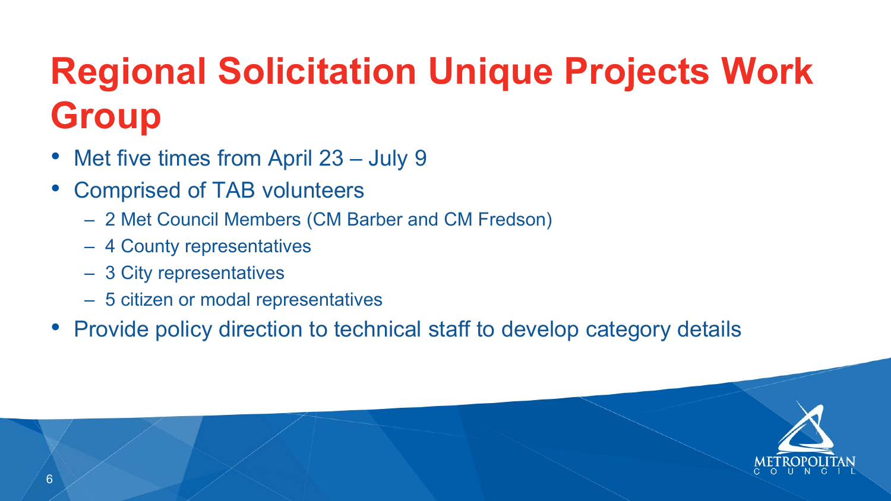# Regional Solicitation Unique Projects Work Group

- Met five times from April 23 – July 9
- Comprised of TAB volunteers
  - 2 Met Council Members (CM Barber and CM Fredson)
  - 4 County representatives
  - 3 City representatives
  - 5 citizen or modal representatives
- Provide policy direction to technical staff to develop category details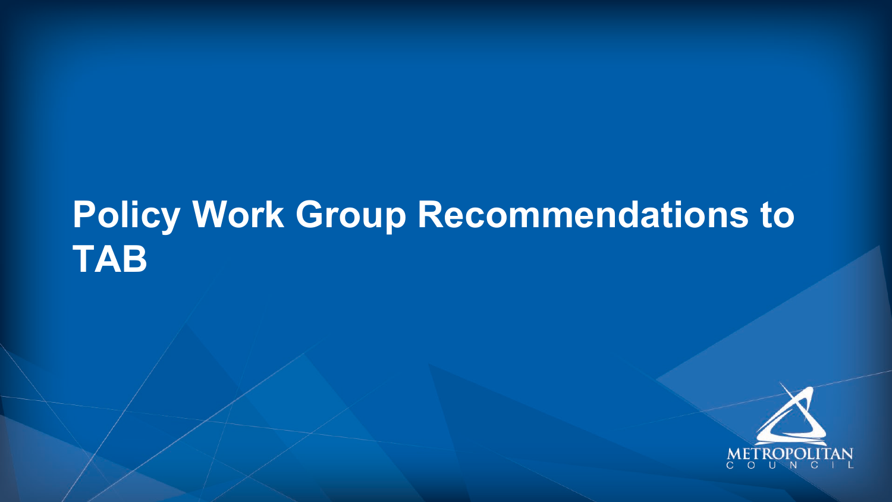# Policy Work Group Recommendations to TAB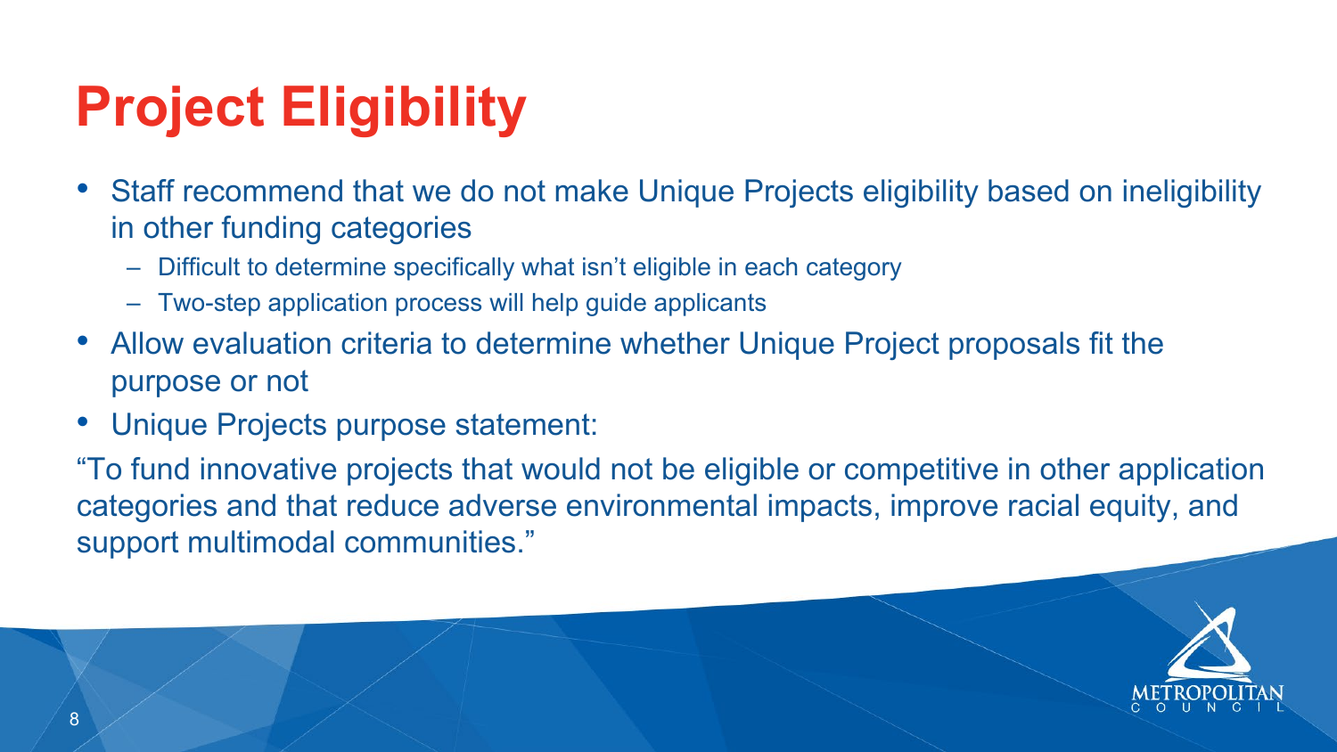# Project Eligibility

- Staff recommend that we do not make Unique Projects eligibility based on ineligibility in other funding categories
  - Difficult to determine specifically what isn't eligible in each category
  - Two-step application process will help guide applicants
- Allow evaluation criteria to determine whether Unique Project proposals fit the purpose or not
- Unique Projects purpose statement:

"To fund innovative projects that would not be eligible or competitive in other application categories and that reduce adverse environmental impacts, improve racial equity, and support multimodal communities."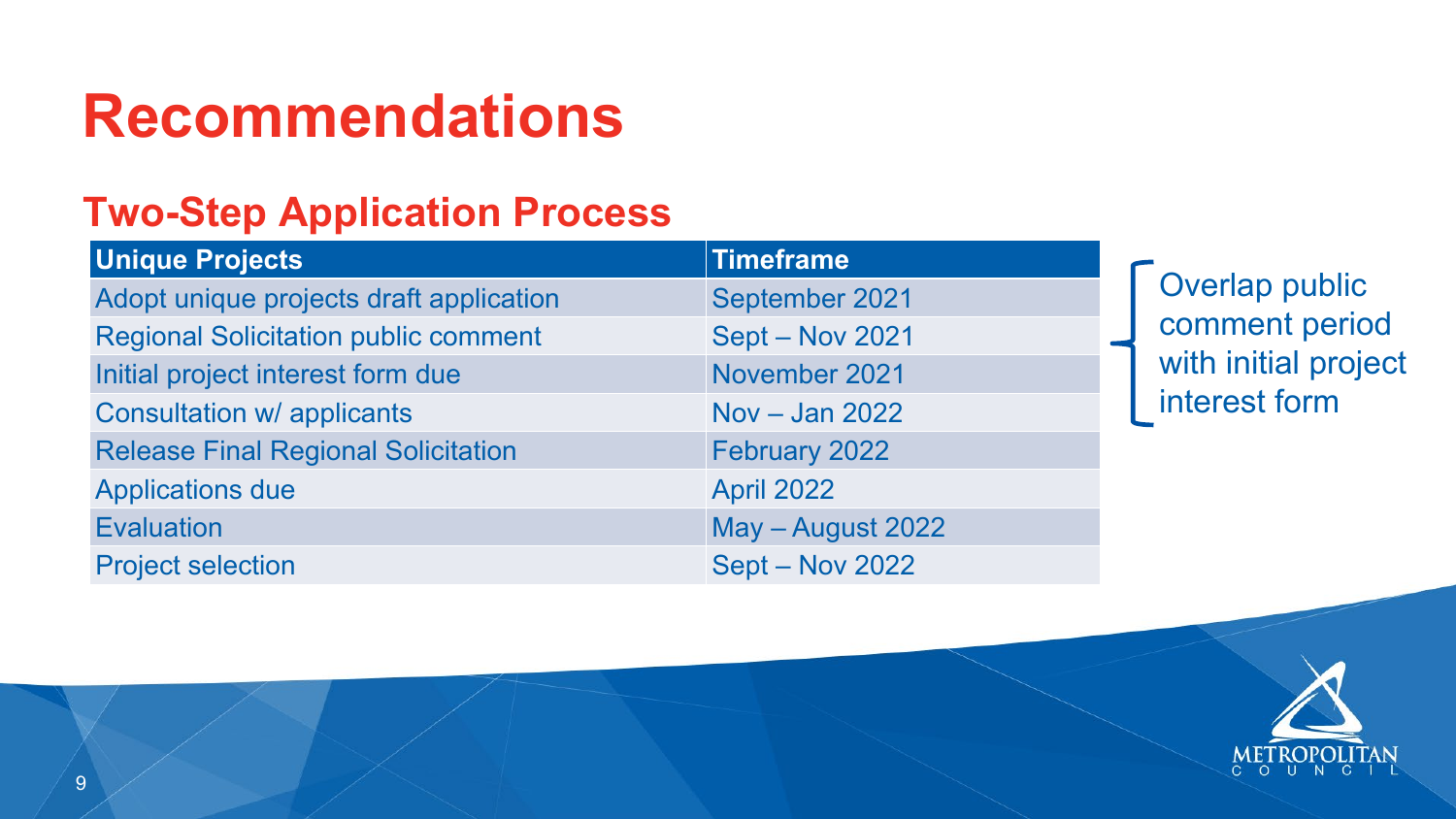# Recommendations

## Two-Step Application Process

| Unique Projects | Timeframe |
| --- | --- |
| Adopt unique projects draft application | September 2021 |
| Regional Solicitation public comment | Sept – Nov 2021 |
| Initial project interest form due | November 2021 |
| Consultation w/ applicants | Nov – Jan 2022 |
| Release Final Regional Solicitation | February 2022 |
| Applications due | April 2022 |
| Evaluation | May – August 2022 |
| Project selection | Sept – Nov 2022 |

Overlap public comment period with initial project interest form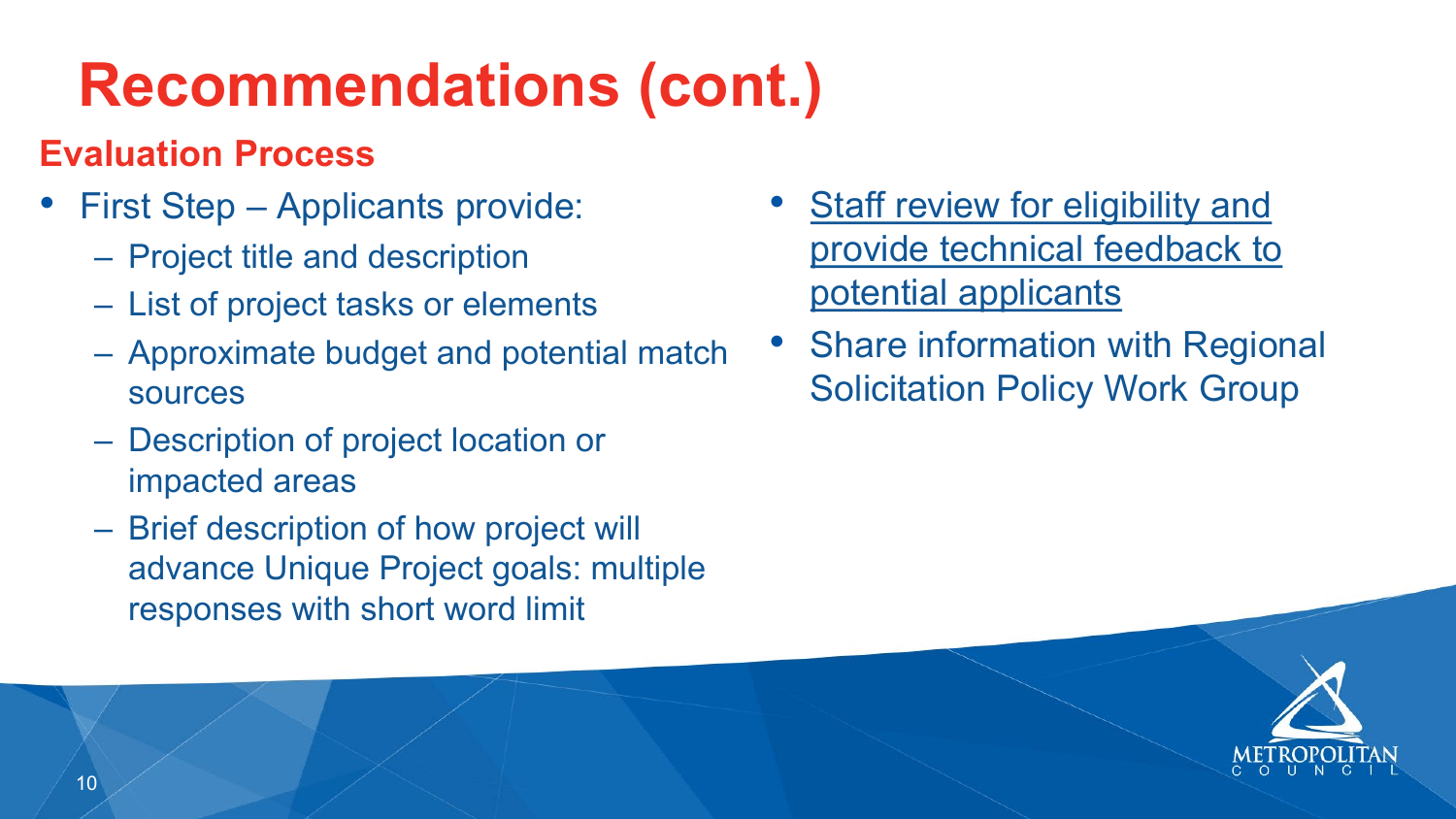# Recommendations (cont.)

## Evaluation Process

- First Step – Applicants provide:
  - Project title and description
  - List of project tasks or elements
  - Approximate budget and potential match sources
  - Description of project location or impacted areas
  - Brief description of how project will advance Unique Project goals: multiple responses with short word limit
- <u>Staff review for eligibility and provide technical feedback to potential applicants</u>
- Share information with Regional Solicitation Policy Work Group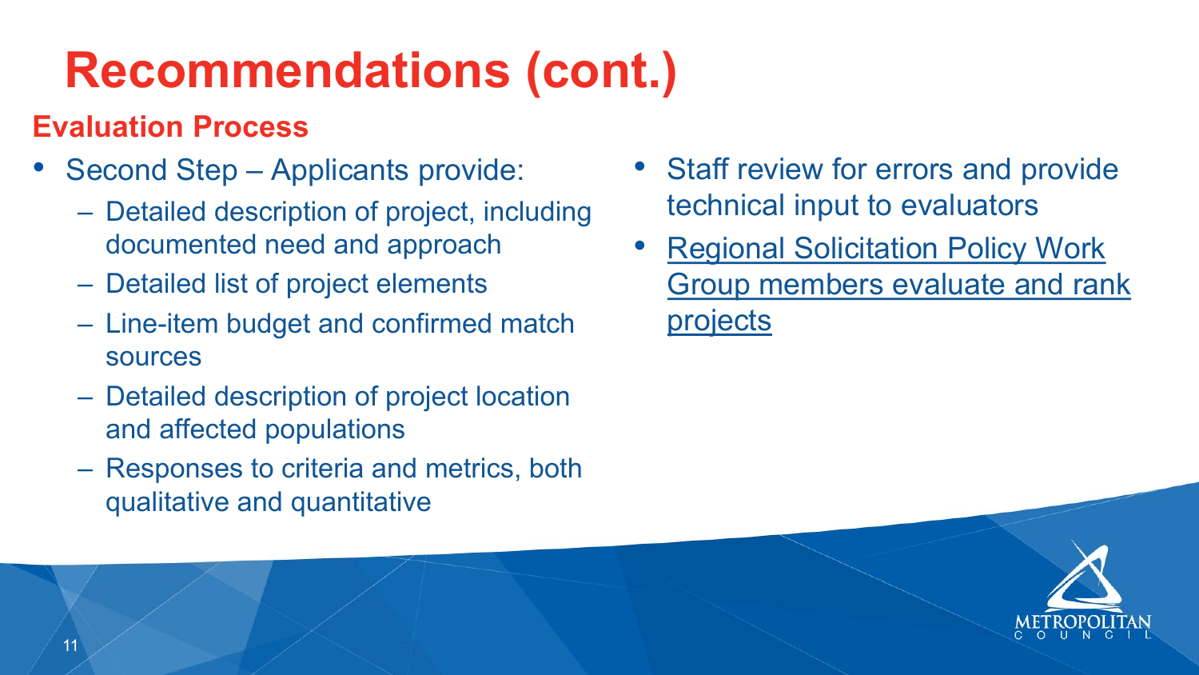# Recommendations (cont.)

## Evaluation Process

- Second Step – Applicants provide:
  - Detailed description of project, including documented need and approach
  - Detailed list of project elements
  - Line-item budget and confirmed match sources
  - Detailed description of project location and affected populations
  - Responses to criteria and metrics, both qualitative and quantitative
- Staff review for errors and provide technical input to evaluators
- Regional Solicitation Policy Work Group members evaluate and rank projects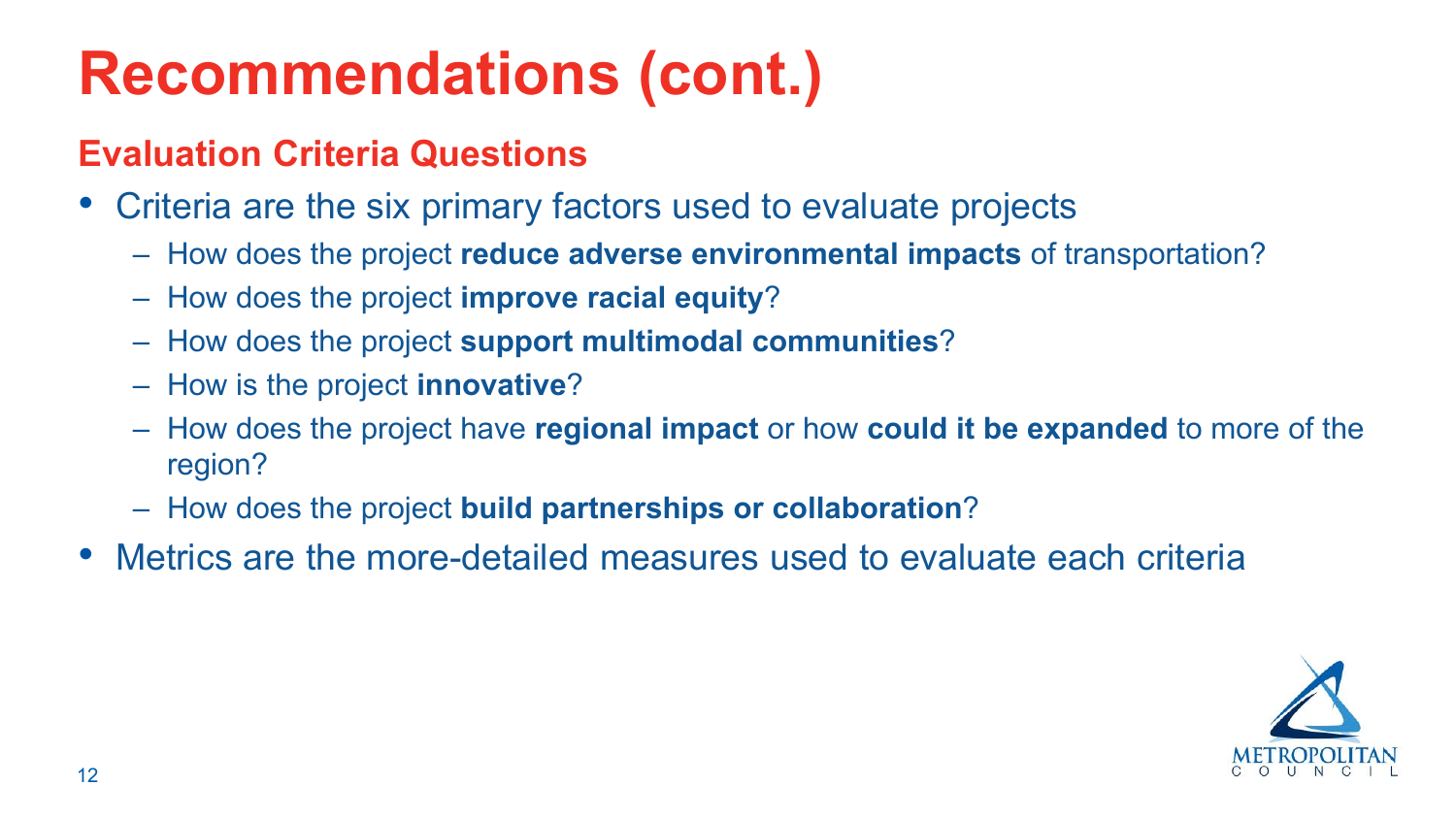# Recommendations (cont.)

## Evaluation Criteria Questions

- Criteria are the six primary factors used to evaluate projects
  - How does the project **reduce adverse environmental impacts** of transportation?
  - How does the project **improve racial equity**?
  - How does the project **support multimodal communities**?
  - How is the project **innovative**?
  - How does the project have **regional impact** or how **could it be expanded** to more of the region?
  - How does the project **build partnerships or collaboration**?
- Metrics are the more-detailed measures used to evaluate each criteria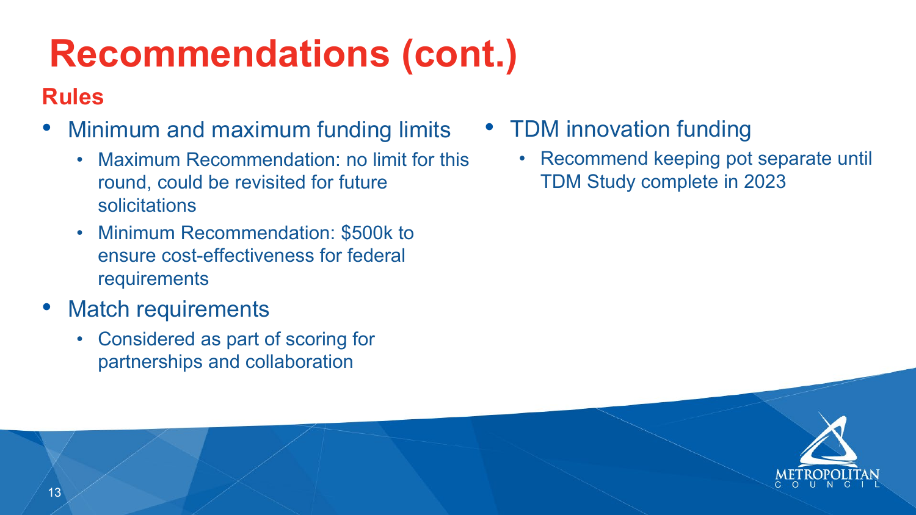# Recommendations (cont.)

## Rules

- Minimum and maximum funding limits
  - Maximum Recommendation: no limit for this round, could be revisited for future solicitations
  - Minimum Recommendation: $500k to ensure cost-effectiveness for federal requirements
- Match requirements
  - Considered as part of scoring for partnerships and collaboration
- TDM innovation funding
  - Recommend keeping pot separate until TDM Study complete in 2023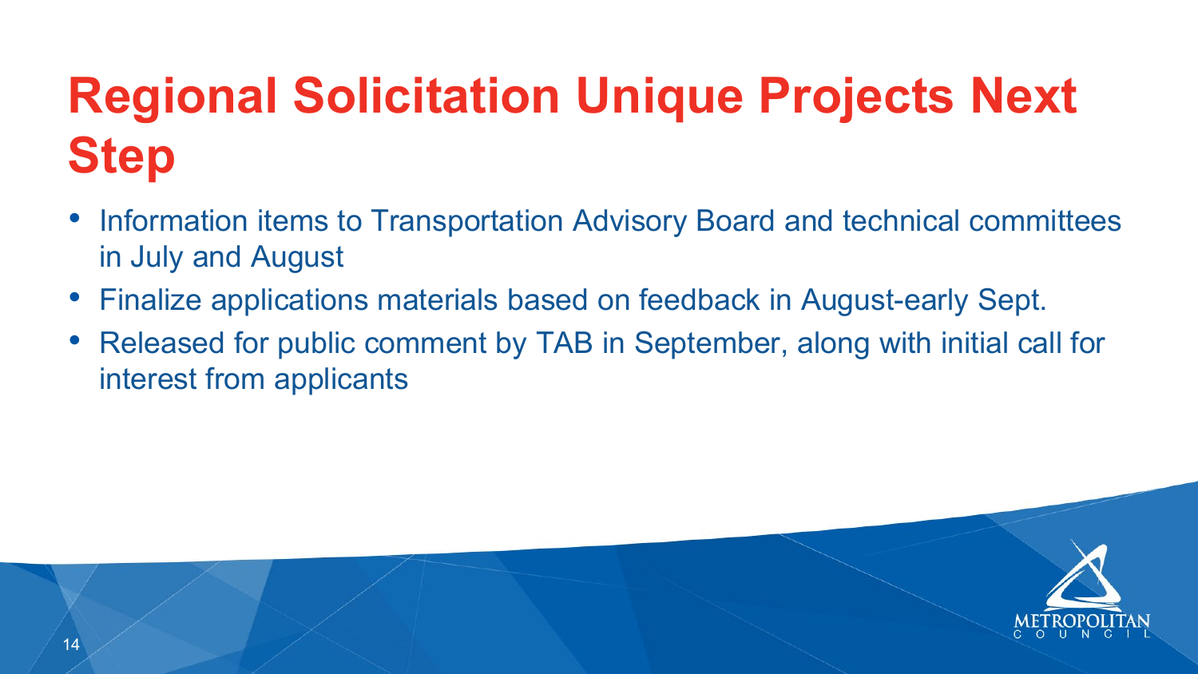# Regional Solicitation Unique Projects Next Step

- Information items to Transportation Advisory Board and technical committees in July and August
- Finalize applications materials based on feedback in August-early Sept.
- Released for public comment by TAB in September, along with initial call for interest from applicants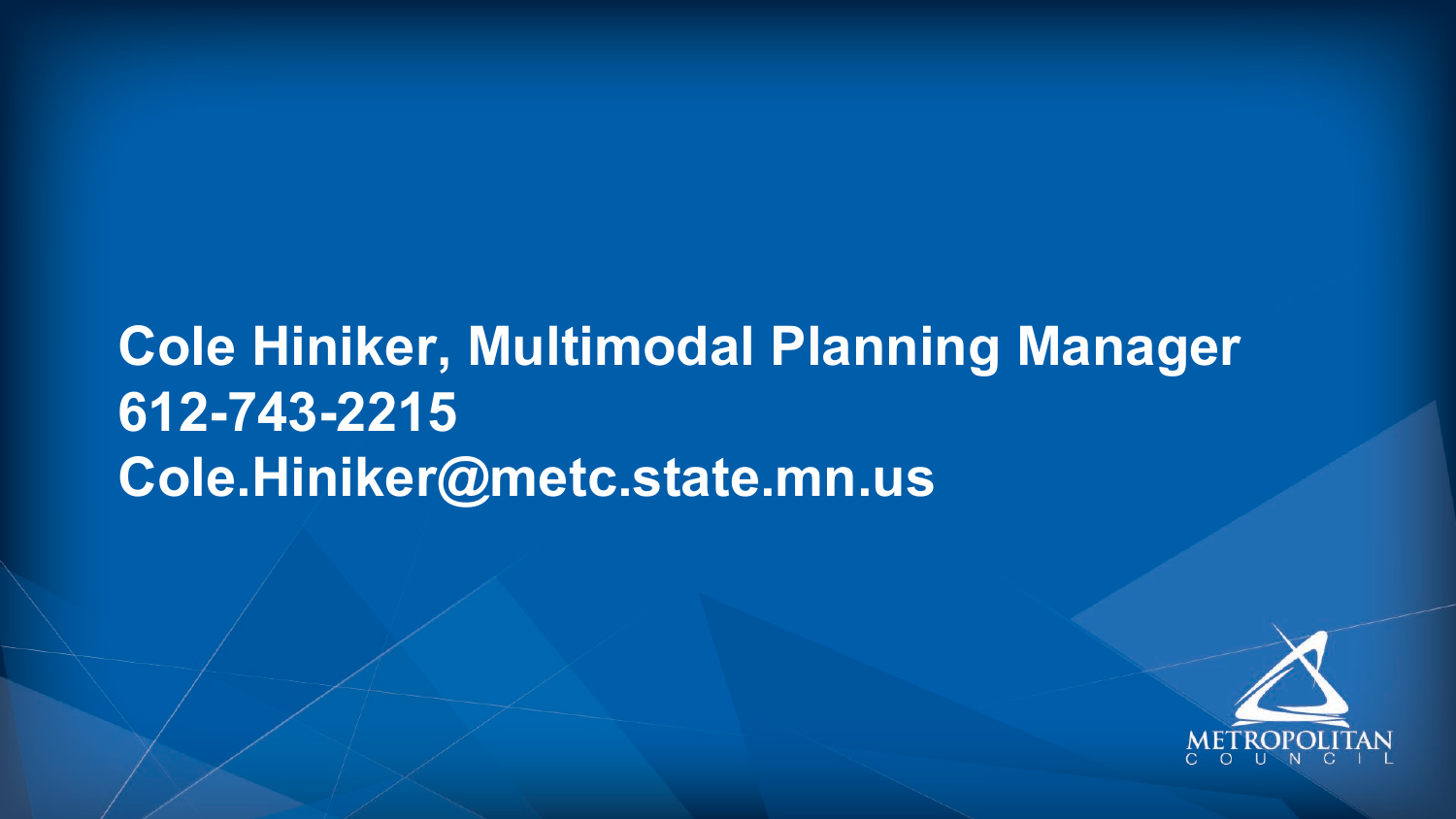**Cole Hiniker, Multimodal Planning Manager**
**612-743-2215**
**Cole.Hiniker@metc.state.mn.us**

METROPOLITAN
COUNCIL